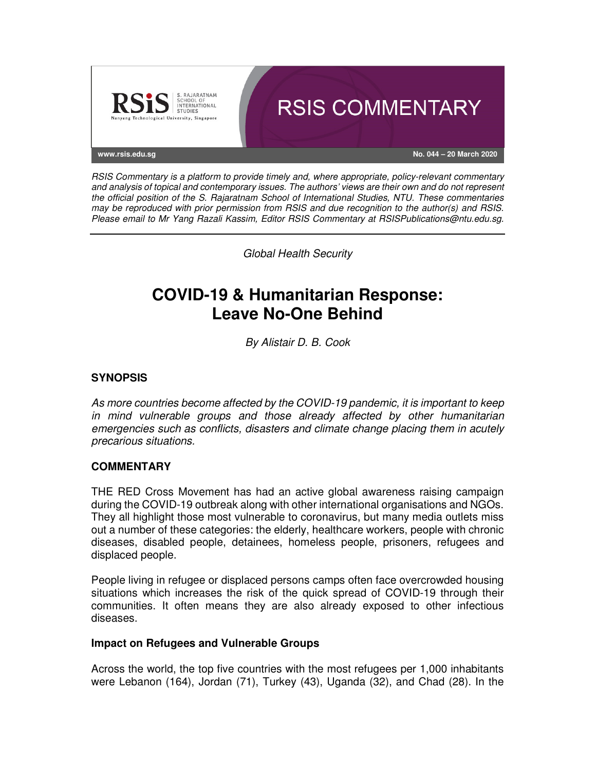RSIS COMMENTARY

www.rsis.edu.sg

No. 044 – 20 March 2020

*RSIS Commentary is a platform to provide timely and, where appropriate, policy-relevant commentary and analysis of topical and contemporary issues. The authors' views are their own and do not represent the official position of the S. Rajaratnam School of International Studies, NTU. These commentaries may be reproduced with prior permission from RSIS and due recognition to the author(s) and RSIS. Please email to Mr Yang Razali Kassim, Editor RSIS Commentary at RSISPublications@ntu.edu.sg.*

---

*Global Health Security*

# COVID-19 & Humanitarian Response: Leave No-One Behind

*By Alistair D. B. Cook*

## SYNOPSIS

*As more countries become affected by the COVID-19 pandemic, it is important to keep in mind vulnerable groups and those already affected by other humanitarian emergencies such as conflicts, disasters and climate change placing them in acutely precarious situations.*

## COMMENTARY

THE RED Cross Movement has had an active global awareness raising campaign during the COVID-19 outbreak along with other international organisations and NGOs. They all highlight those most vulnerable to coronavirus, but many media outlets miss out a number of these categories: the elderly, healthcare workers, people with chronic diseases, disabled people, detainees, homeless people, prisoners, refugees and displaced people.

People living in refugee or displaced persons camps often face overcrowded housing situations which increases the risk of the quick spread of COVID-19 through their communities. It often means they are also already exposed to other infectious diseases.

### Impact on Refugees and Vulnerable Groups

Across the world, the top five countries with the most refugees per 1,000 inhabitants were Lebanon (164), Jordan (71), Turkey (43), Uganda (32), and Chad (28). In the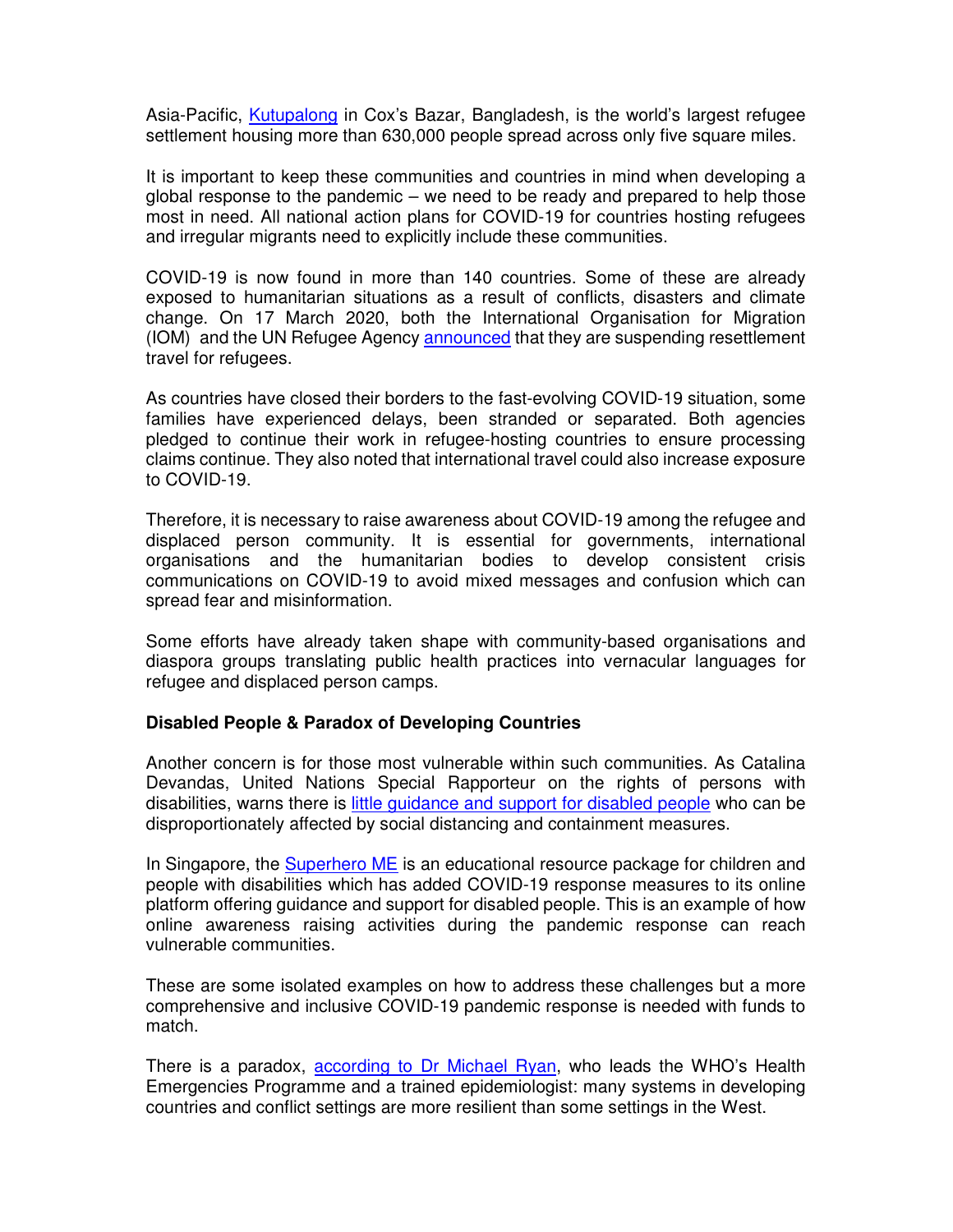Asia-Pacific, Kutupalong in Cox's Bazar, Bangladesh, is the world's largest refugee settlement housing more than 630,000 people spread across only five square miles.

It is important to keep these communities and countries in mind when developing a global response to the pandemic – we need to be ready and prepared to help those most in need. All national action plans for COVID-19 for countries hosting refugees and irregular migrants need to explicitly include these communities.

COVID-19 is now found in more than 140 countries. Some of these are already exposed to humanitarian situations as a result of conflicts, disasters and climate change. On 17 March 2020, both the International Organisation for Migration (IOM) and the UN Refugee Agency announced that they are suspending resettlement travel for refugees.

As countries have closed their borders to the fast-evolving COVID-19 situation, some families have experienced delays, been stranded or separated. Both agencies pledged to continue their work in refugee-hosting countries to ensure processing claims continue. They also noted that international travel could also increase exposure to COVID-19.

Therefore, it is necessary to raise awareness about COVID-19 among the refugee and displaced person community. It is essential for governments, international organisations and the humanitarian bodies to develop consistent crisis communications on COVID-19 to avoid mixed messages and confusion which can spread fear and misinformation.

Some efforts have already taken shape with community-based organisations and diaspora groups translating public health practices into vernacular languages for refugee and displaced person camps.

**Disabled People & Paradox of Developing Countries**

Another concern is for those most vulnerable within such communities. As Catalina Devandas, United Nations Special Rapporteur on the rights of persons with disabilities, warns there is little guidance and support for disabled people who can be disproportionately affected by social distancing and containment measures.

In Singapore, the Superhero ME is an educational resource package for children and people with disabilities which has added COVID-19 response measures to its online platform offering guidance and support for disabled people. This is an example of how online awareness raising activities during the pandemic response can reach vulnerable communities.

These are some isolated examples on how to address these challenges but a more comprehensive and inclusive COVID-19 pandemic response is needed with funds to match.

There is a paradox, according to Dr Michael Ryan, who leads the WHO's Health Emergencies Programme and a trained epidemiologist: many systems in developing countries and conflict settings are more resilient than some settings in the West.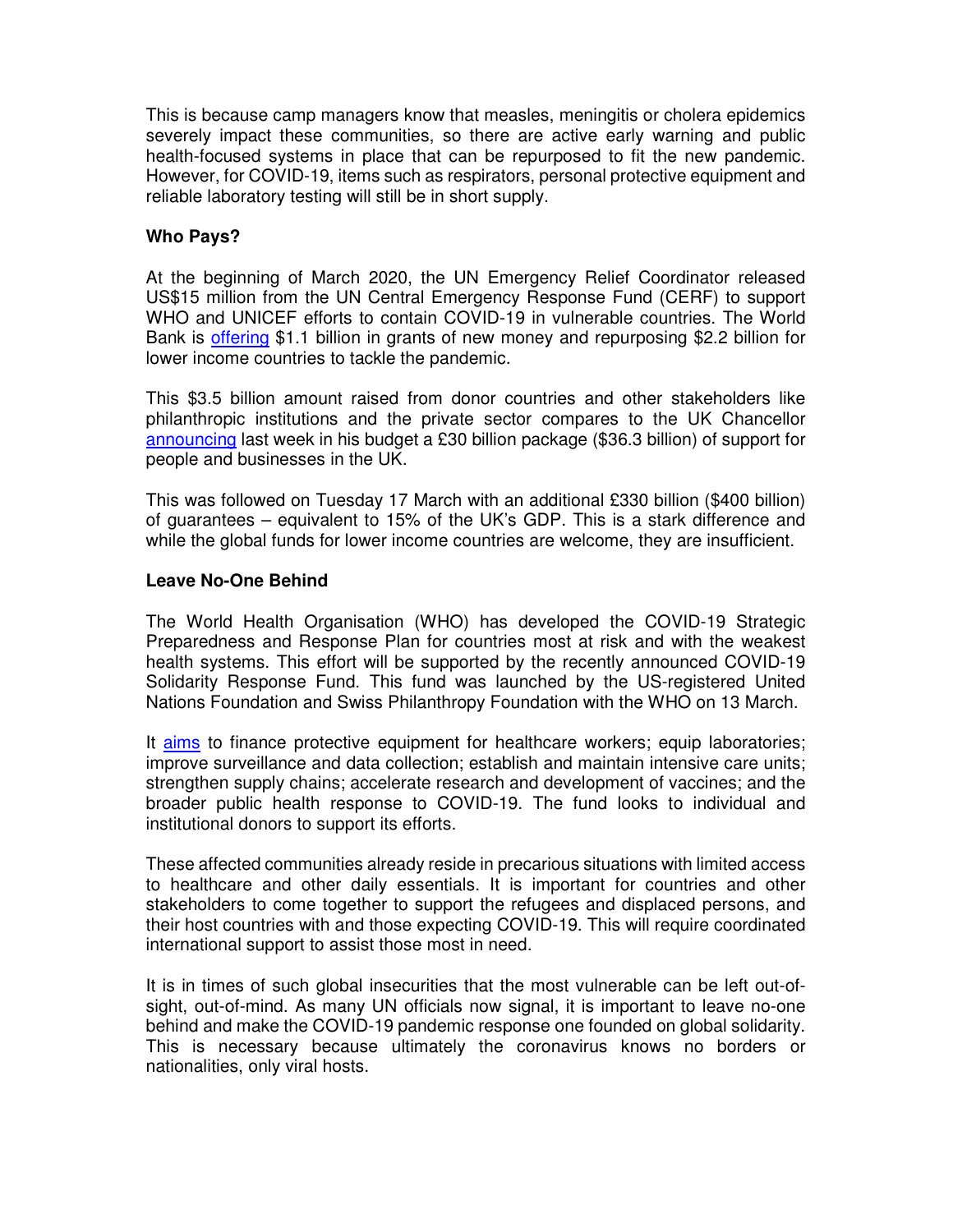This is because camp managers know that measles, meningitis or cholera epidemics severely impact these communities, so there are active early warning and public health-focused systems in place that can be repurposed to fit the new pandemic. However, for COVID-19, items such as respirators, personal protective equipment and reliable laboratory testing will still be in short supply.

**Who Pays?**

At the beginning of March 2020, the UN Emergency Relief Coordinator released US$15 million from the UN Central Emergency Response Fund (CERF) to support WHO and UNICEF efforts to contain COVID-19 in vulnerable countries. The World Bank is offering $1.1 billion in grants of new money and repurposing $2.2 billion for lower income countries to tackle the pandemic.

This $3.5 billion amount raised from donor countries and other stakeholders like philanthropic institutions and the private sector compares to the UK Chancellor announcing last week in his budget a £30 billion package ($36.3 billion) of support for people and businesses in the UK.

This was followed on Tuesday 17 March with an additional £330 billion ($400 billion) of guarantees – equivalent to 15% of the UK's GDP. This is a stark difference and while the global funds for lower income countries are welcome, they are insufficient.

**Leave No-One Behind**

The World Health Organisation (WHO) has developed the COVID-19 Strategic Preparedness and Response Plan for countries most at risk and with the weakest health systems. This effort will be supported by the recently announced COVID-19 Solidarity Response Fund. This fund was launched by the US-registered United Nations Foundation and Swiss Philanthropy Foundation with the WHO on 13 March.

It aims to finance protective equipment for healthcare workers; equip laboratories; improve surveillance and data collection; establish and maintain intensive care units; strengthen supply chains; accelerate research and development of vaccines; and the broader public health response to COVID-19. The fund looks to individual and institutional donors to support its efforts.

These affected communities already reside in precarious situations with limited access to healthcare and other daily essentials. It is important for countries and other stakeholders to come together to support the refugees and displaced persons, and their host countries with and those expecting COVID-19. This will require coordinated international support to assist those most in need.

It is in times of such global insecurities that the most vulnerable can be left out-of-sight, out-of-mind. As many UN officials now signal, it is important to leave no-one behind and make the COVID-19 pandemic response one founded on global solidarity. This is necessary because ultimately the coronavirus knows no borders or nationalities, only viral hosts.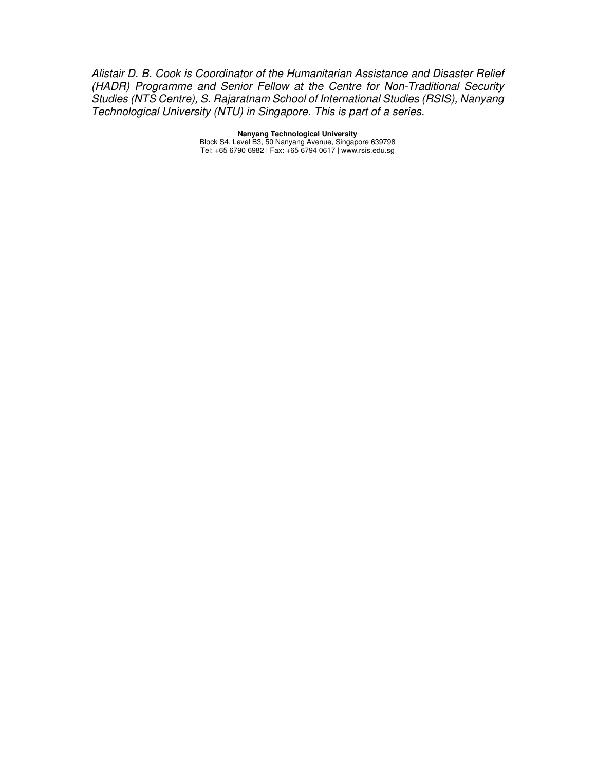*Alistair D. B. Cook is Coordinator of the Humanitarian Assistance and Disaster Relief (HADR) Programme and Senior Fellow at the Centre for Non-Traditional Security Studies (NTS Centre), S. Rajaratnam School of International Studies (RSIS), Nanyang Technological University (NTU) in Singapore. This is part of a series.*

---

**Nanyang Technological University**
Block S4, Level B3, 50 Nanyang Avenue, Singapore 639798
Tel: +65 6790 6982 | Fax: +65 6794 0617 | www.rsis.edu.sg